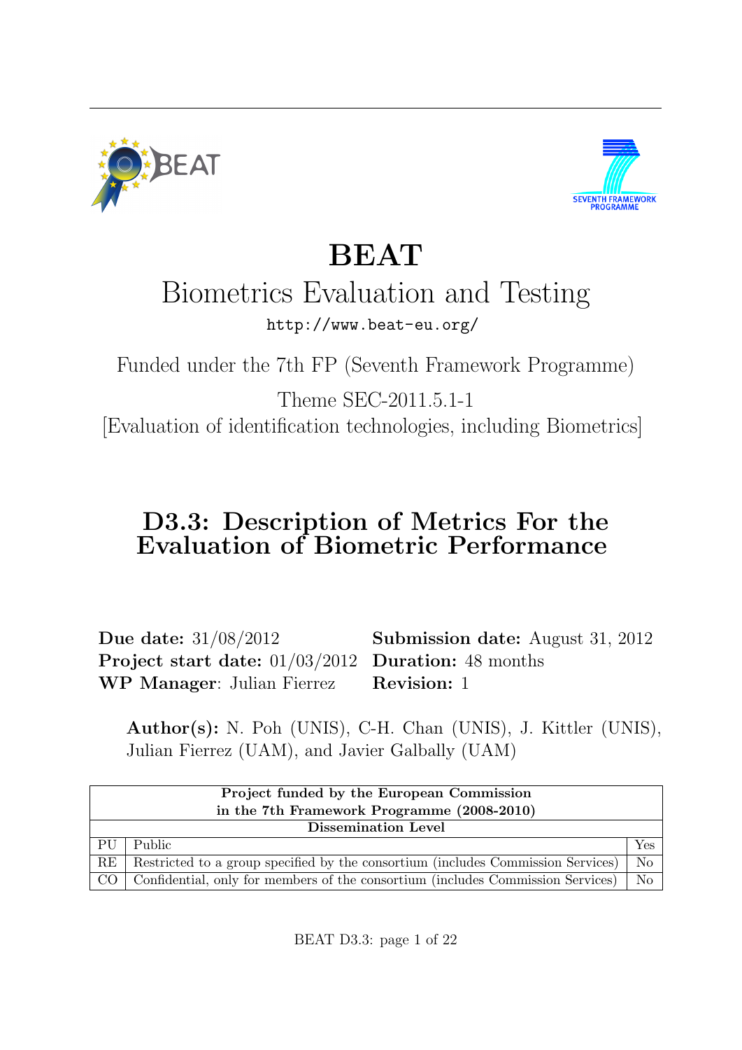# BEAT

## Biometrics Evaluation and Testing

http://www.beat-eu.org/

Funded under the 7th FP (Seventh Framework Programme)

Theme SEC-2011.5.1-1

[Evaluation of identification technologies, including Biometrics]

# D3.3: Description of Metrics For the Evaluation of Biometric Performance

**Due date:** 31/08/2012 **Submission date:** August 31, 2012
**Project start date:** 01/03/2012 **Duration:** 48 months
**WP Manager**: Julian Fierrez **Revision:** 1

**Author(s):** N. Poh (UNIS), C-H. Chan (UNIS), J. Kittler (UNIS), Julian Fierrez (UAM), and Javier Galbally (UAM)

| **Project funded by the European Commission in the 7th Framework Programme (2008-2010)** | | |
|---|---|---|
| **Dissemination Level** | | |
| PU | Public | Yes |
| RE | Restricted to a group specified by the consortium (includes Commission Services) | No |
| CO | Confidential, only for members of the consortium (includes Commission Services) | No |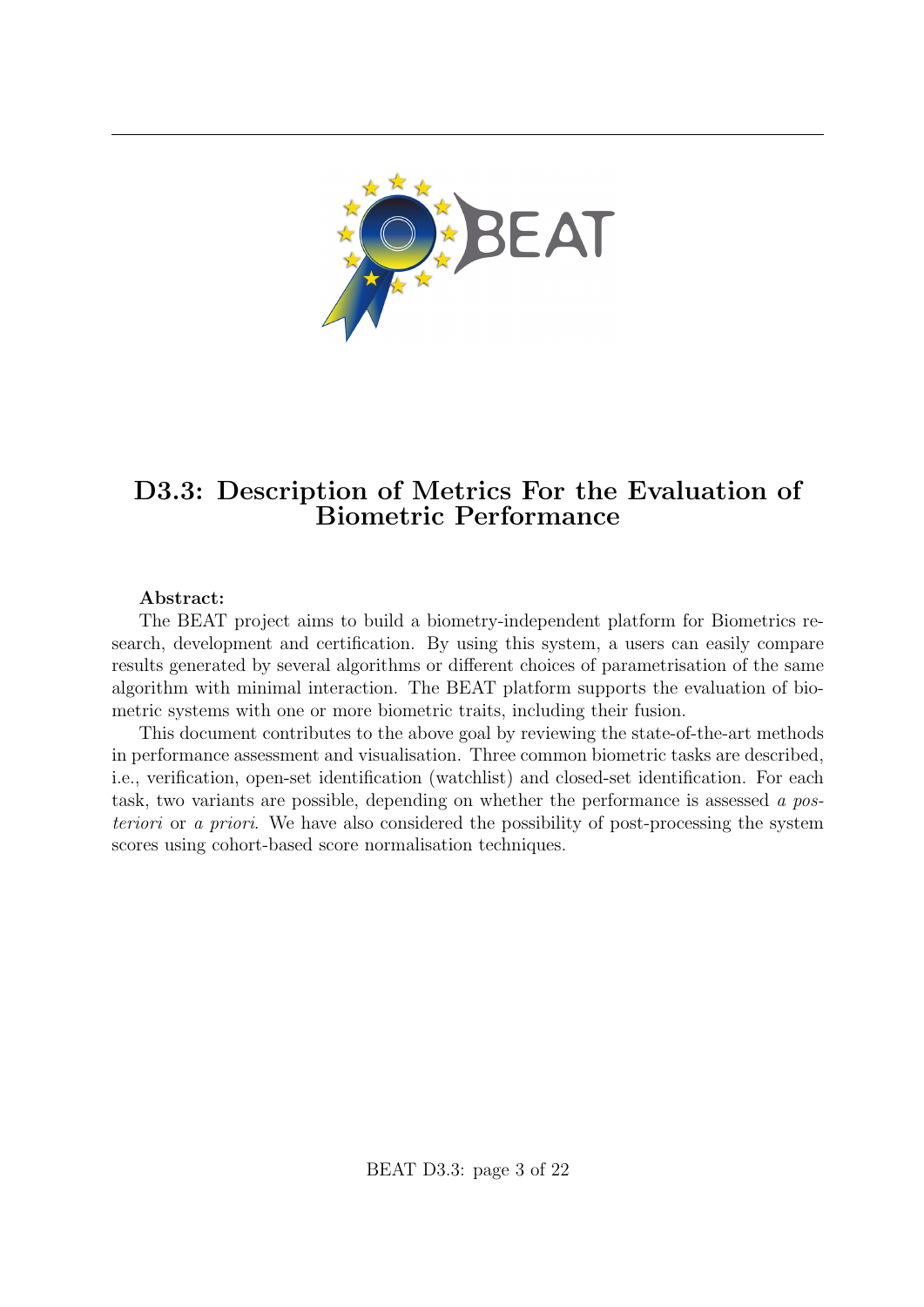# D3.3: Description of Metrics For the Evaluation of Biometric Performance

**Abstract:**

The BEAT project aims to build a biometry-independent platform for Biometrics research, development and certification. By using this system, a users can easily compare results generated by several algorithms or different choices of parametrisation of the same algorithm with minimal interaction. The BEAT platform supports the evaluation of biometric systems with one or more biometric traits, including their fusion.

This document contributes to the above goal by reviewing the state-of-the-art methods in performance assessment and visualisation. Three common biometric tasks are described, i.e., verification, open-set identification (watchlist) and closed-set identification. For each task, two variants are possible, depending on whether the performance is assessed *a posteriori* or *a priori*. We have also considered the possibility of post-processing the system scores using cohort-based score normalisation techniques.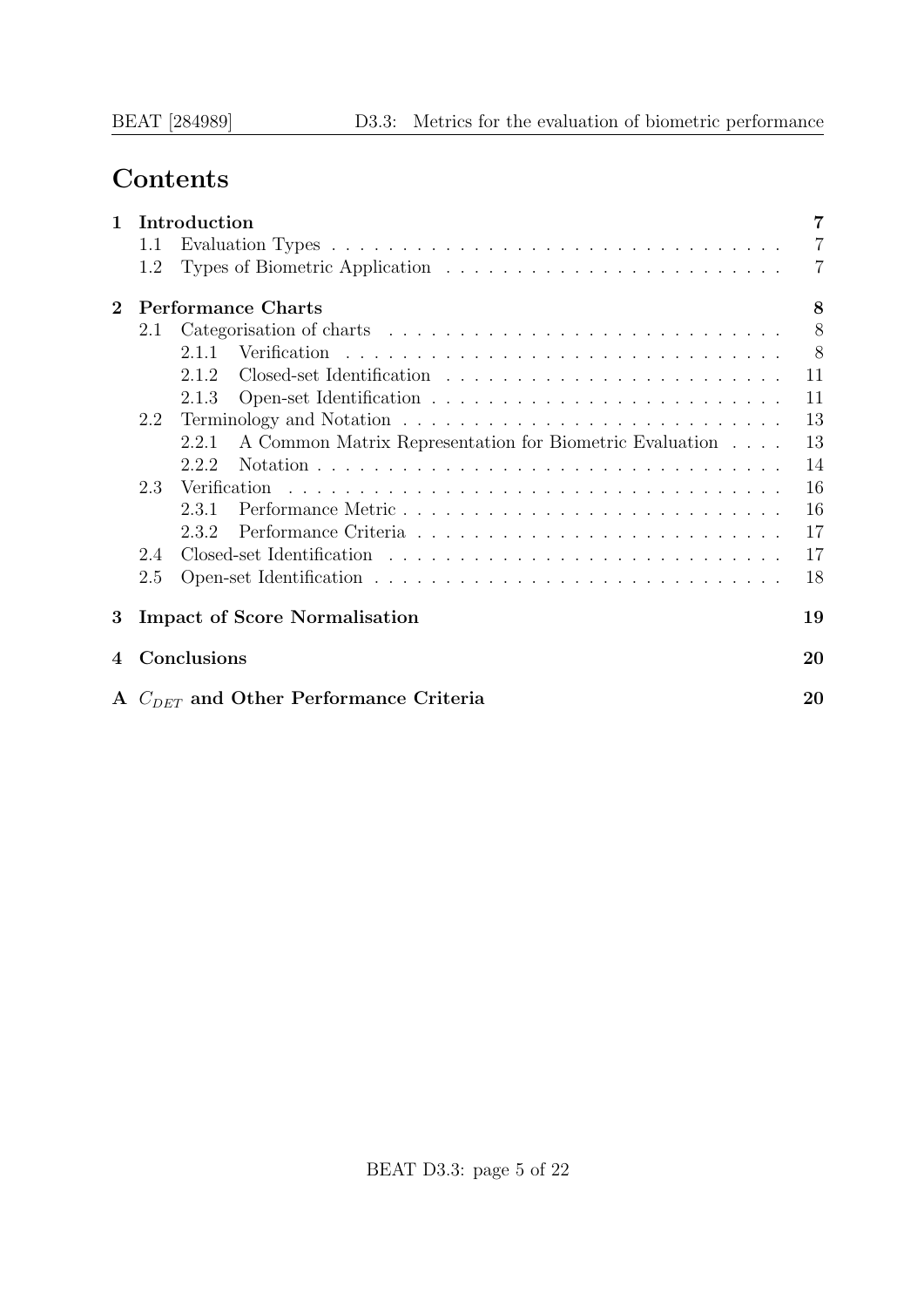# Contents

- **1 Introduction** — 7
  - 1.1 Evaluation Types — 7
  - 1.2 Types of Biometric Application — 7
- **2 Performance Charts** — 8
  - 2.1 Categorisation of charts — 8
    - 2.1.1 Verification — 8
    - 2.1.2 Closed-set Identification — 11
    - 2.1.3 Open-set Identification — 11
  - 2.2 Terminology and Notation — 13
    - 2.2.1 A Common Matrix Representation for Biometric Evaluation — 13
    - 2.2.2 Notation — 14
  - 2.3 Verification — 16
    - 2.3.1 Performance Metric — 16
    - 2.3.2 Performance Criteria — 17
  - 2.4 Closed-set Identification — 17
  - 2.5 Open-set Identification — 18
- **3 Impact of Score Normalisation** — 19
- **4 Conclusions** — 20
- **A $C_{DET}$ and Other Performance Criteria** — 20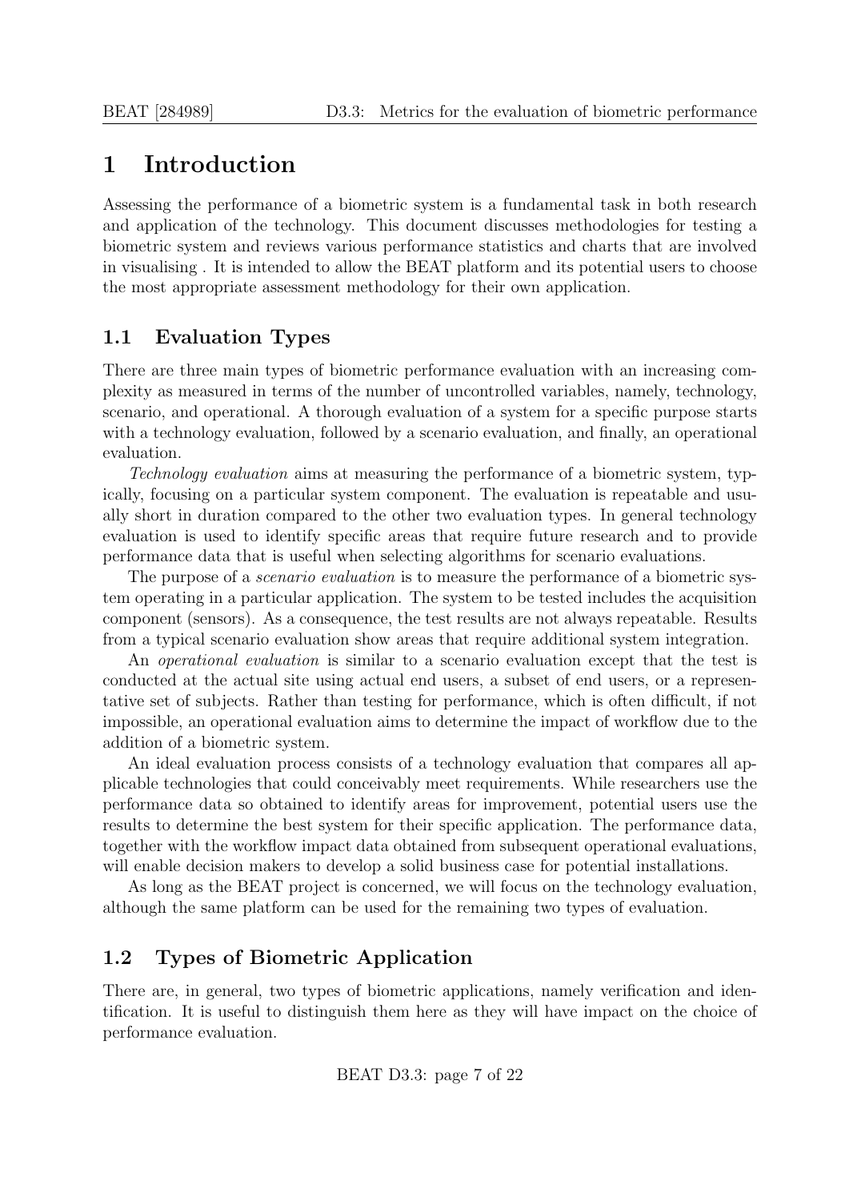# 1 Introduction

Assessing the performance of a biometric system is a fundamental task in both research and application of the technology. This document discusses methodologies for testing a biometric system and reviews various performance statistics and charts that are involved in visualising . It is intended to allow the BEAT platform and its potential users to choose the most appropriate assessment methodology for their own application.

## 1.1 Evaluation Types

There are three main types of biometric performance evaluation with an increasing complexity as measured in terms of the number of uncontrolled variables, namely, technology, scenario, and operational. A thorough evaluation of a system for a specific purpose starts with a technology evaluation, followed by a scenario evaluation, and finally, an operational evaluation.

*Technology evaluation* aims at measuring the performance of a biometric system, typically, focusing on a particular system component. The evaluation is repeatable and usually short in duration compared to the other two evaluation types. In general technology evaluation is used to identify specific areas that require future research and to provide performance data that is useful when selecting algorithms for scenario evaluations.

The purpose of a *scenario evaluation* is to measure the performance of a biometric system operating in a particular application. The system to be tested includes the acquisition component (sensors). As a consequence, the test results are not always repeatable. Results from a typical scenario evaluation show areas that require additional system integration.

An *operational evaluation* is similar to a scenario evaluation except that the test is conducted at the actual site using actual end users, a subset of end users, or a representative set of subjects. Rather than testing for performance, which is often difficult, if not impossible, an operational evaluation aims to determine the impact of workflow due to the addition of a biometric system.

An ideal evaluation process consists of a technology evaluation that compares all applicable technologies that could conceivably meet requirements. While researchers use the performance data so obtained to identify areas for improvement, potential users use the results to determine the best system for their specific application. The performance data, together with the workflow impact data obtained from subsequent operational evaluations, will enable decision makers to develop a solid business case for potential installations.

As long as the BEAT project is concerned, we will focus on the technology evaluation, although the same platform can be used for the remaining two types of evaluation.

## 1.2 Types of Biometric Application

There are, in general, two types of biometric applications, namely verification and identification. It is useful to distinguish them here as they will have impact on the choice of performance evaluation.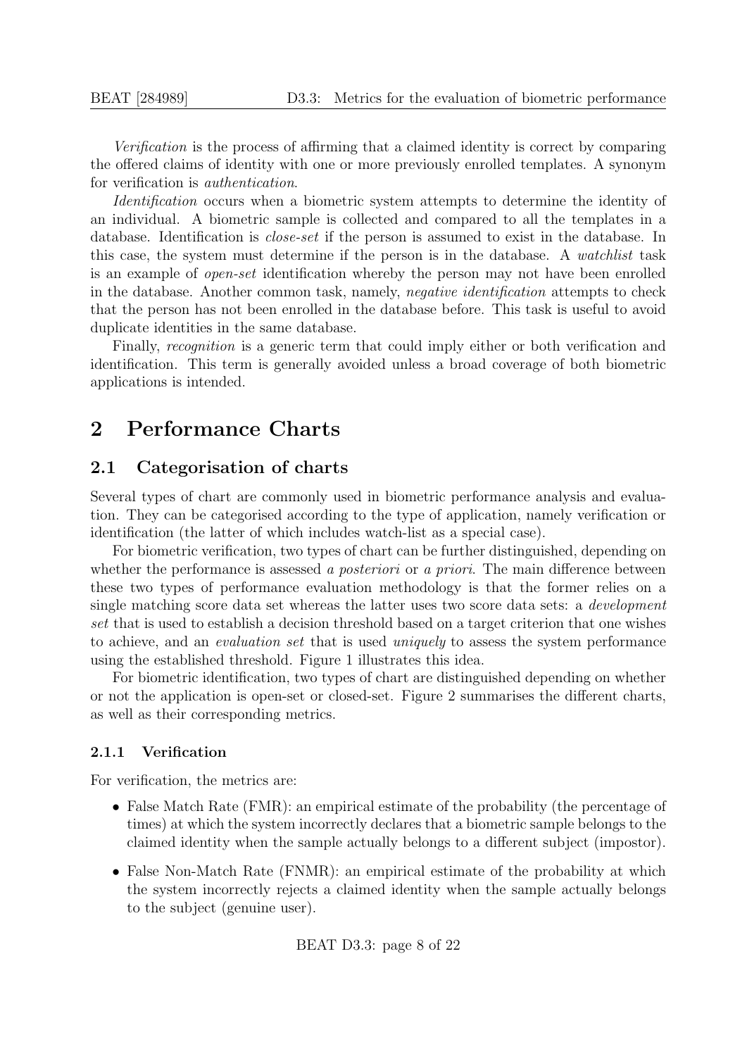*Verification* is the process of affirming that a claimed identity is correct by comparing the offered claims of identity with one or more previously enrolled templates. A synonym for verification is *authentication*.

*Identification* occurs when a biometric system attempts to determine the identity of an individual. A biometric sample is collected and compared to all the templates in a database. Identification is *close-set* if the person is assumed to exist in the database. In this case, the system must determine if the person is in the database. A *watchlist* task is an example of *open-set* identification whereby the person may not have been enrolled in the database. Another common task, namely, *negative identification* attempts to check that the person has not been enrolled in the database before. This task is useful to avoid duplicate identities in the same database.

Finally, *recognition* is a generic term that could imply either or both verification and identification. This term is generally avoided unless a broad coverage of both biometric applications is intended.

# 2 Performance Charts

## 2.1 Categorisation of charts

Several types of chart are commonly used in biometric performance analysis and evaluation. They can be categorised according to the type of application, namely verification or identification (the latter of which includes watch-list as a special case).

For biometric verification, two types of chart can be further distinguished, depending on whether the performance is assessed *a posteriori* or *a priori*. The main difference between these two types of performance evaluation methodology is that the former relies on a single matching score data set whereas the latter uses two score data sets: a *development set* that is used to establish a decision threshold based on a target criterion that one wishes to achieve, and an *evaluation set* that is used *uniquely* to assess the system performance using the established threshold. Figure 1 illustrates this idea.

For biometric identification, two types of chart are distinguished depending on whether or not the application is open-set or closed-set. Figure 2 summarises the different charts, as well as their corresponding metrics.

### 2.1.1 Verification

For verification, the metrics are:

- False Match Rate (FMR): an empirical estimate of the probability (the percentage of times) at which the system incorrectly declares that a biometric sample belongs to the claimed identity when the sample actually belongs to a different subject (impostor).
- False Non-Match Rate (FNMR): an empirical estimate of the probability at which the system incorrectly rejects a claimed identity when the sample actually belongs to the subject (genuine user).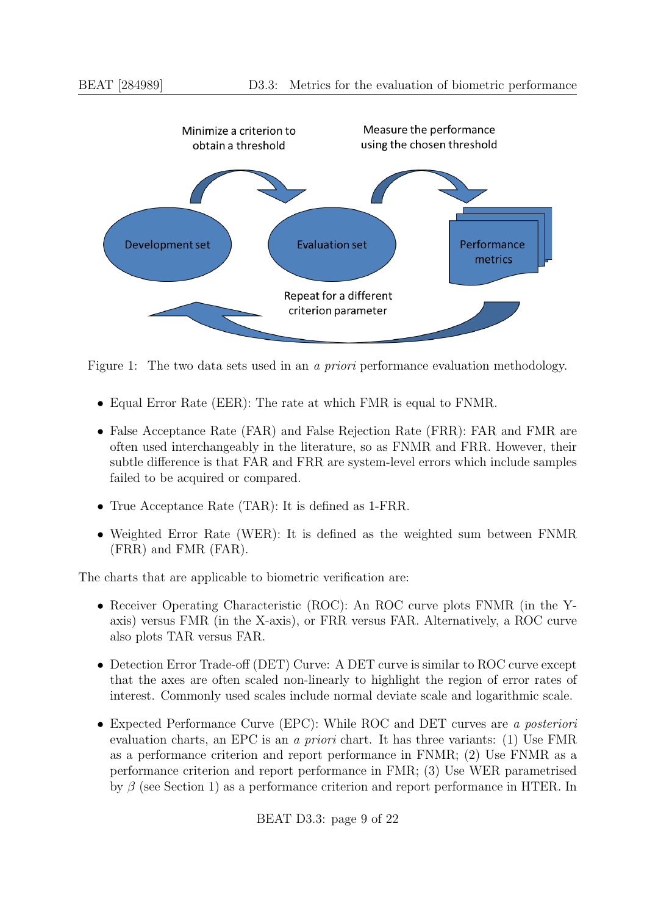Figure 1: The two data sets used in an *a priori* performance evaluation methodology.

- Equal Error Rate (EER): The rate at which FMR is equal to FNMR.
- False Acceptance Rate (FAR) and False Rejection Rate (FRR): FAR and FMR are often used interchangeably in the literature, so as FNMR and FRR. However, their subtle difference is that FAR and FRR are system-level errors which include samples failed to be acquired or compared.
- True Acceptance Rate (TAR): It is defined as 1-FRR.
- Weighted Error Rate (WER): It is defined as the weighted sum between FNMR (FRR) and FMR (FAR).

The charts that are applicable to biometric verification are:

- Receiver Operating Characteristic (ROC): An ROC curve plots FNMR (in the Y-axis) versus FMR (in the X-axis), or FRR versus FAR. Alternatively, a ROC curve also plots TAR versus FAR.
- Detection Error Trade-off (DET) Curve: A DET curve is similar to ROC curve except that the axes are often scaled non-linearly to highlight the region of error rates of interest. Commonly used scales include normal deviate scale and logarithmic scale.
- Expected Performance Curve (EPC): While ROC and DET curves are *a posteriori* evaluation charts, an EPC is an *a priori* chart. It has three variants: (1) Use FMR as a performance criterion and report performance in FNMR; (2) Use FNMR as a performance criterion and report performance in FMR; (3) Use WER parametrised by $\beta$ (see Section 1) as a performance criterion and report performance in HTER. In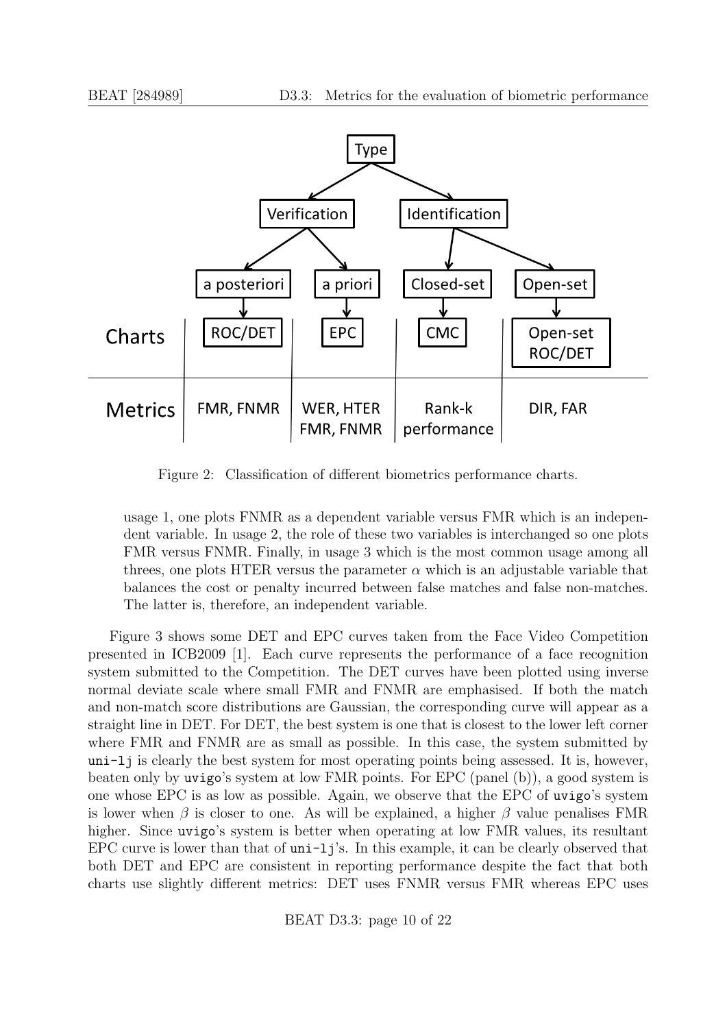Figure 2: Classification of different biometrics performance charts.

usage 1, one plots FNMR as a dependent variable versus FMR which is an independent variable. In usage 2, the role of these two variables is interchanged so one plots FMR versus FNMR. Finally, in usage 3 which is the most common usage among all threes, one plots HTER versus the parameter $\alpha$ which is an adjustable variable that balances the cost or penalty incurred between false matches and false non-matches. The latter is, therefore, an independent variable.

Figure 3 shows some DET and EPC curves taken from the Face Video Competition presented in ICB2009 [1]. Each curve represents the performance of a face recognition system submitted to the Competition. The DET curves have been plotted using inverse normal deviate scale where small FMR and FNMR are emphasised. If both the match and non-match score distributions are Gaussian, the corresponding curve will appear as a straight line in DET. For DET, the best system is one that is closest to the lower left corner where FMR and FNMR are as small as possible. In this case, the system submitted by `uni-lj` is clearly the best system for most operating points being assessed. It is, however, beaten only by `uvigo`'s system at low FMR points. For EPC (panel (b)), a good system is one whose EPC is as low as possible. Again, we observe that the EPC of `uvigo`'s system is lower when $\beta$ is closer to one. As will be explained, a higher $\beta$ value penalises FMR higher. Since `uvigo`'s system is better when operating at low FMR values, its resultant EPC curve is lower than that of `uni-lj`'s. In this example, it can be clearly observed that both DET and EPC are consistent in reporting performance despite the fact that both charts use slightly different metrics: DET uses FNMR versus FMR whereas EPC uses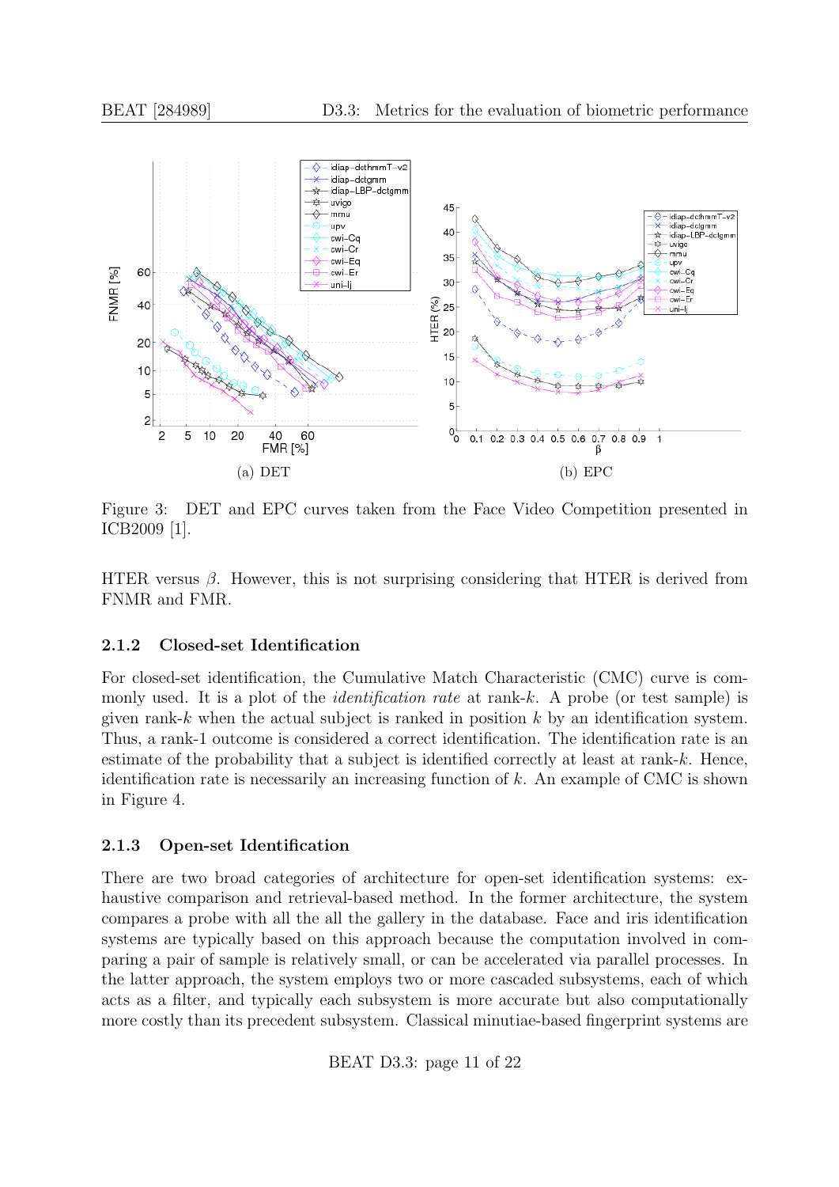Figure 3: DET and EPC curves taken from the Face Video Competition presented in ICB2009 [1].

HTER versus $\beta$. However, this is not surprising considering that HTER is derived from FNMR and FMR.

### 2.1.2 Closed-set Identification

For closed-set identification, the Cumulative Match Characteristic (CMC) curve is commonly used. It is a plot of the *identification rate* at rank-$k$. A probe (or test sample) is given rank-$k$ when the actual subject is ranked in position $k$ by an identification system. Thus, a rank-1 outcome is considered a correct identification. The identification rate is an estimate of the probability that a subject is identified correctly at least at rank-$k$. Hence, identification rate is necessarily an increasing function of $k$. An example of CMC is shown in Figure 4.

### 2.1.3 Open-set Identification

There are two broad categories of architecture for open-set identification systems: exhaustive comparison and retrieval-based method. In the former architecture, the system compares a probe with all the all the gallery in the database. Face and iris identification systems are typically based on this approach because the computation involved in comparing a pair of sample is relatively small, or can be accelerated via parallel processes. In the latter approach, the system employs two or more cascaded subsystems, each of which acts as a filter, and typically each subsystem is more accurate but also computationally more costly than its precedent subsystem. Classical minutiae-based fingerprint systems are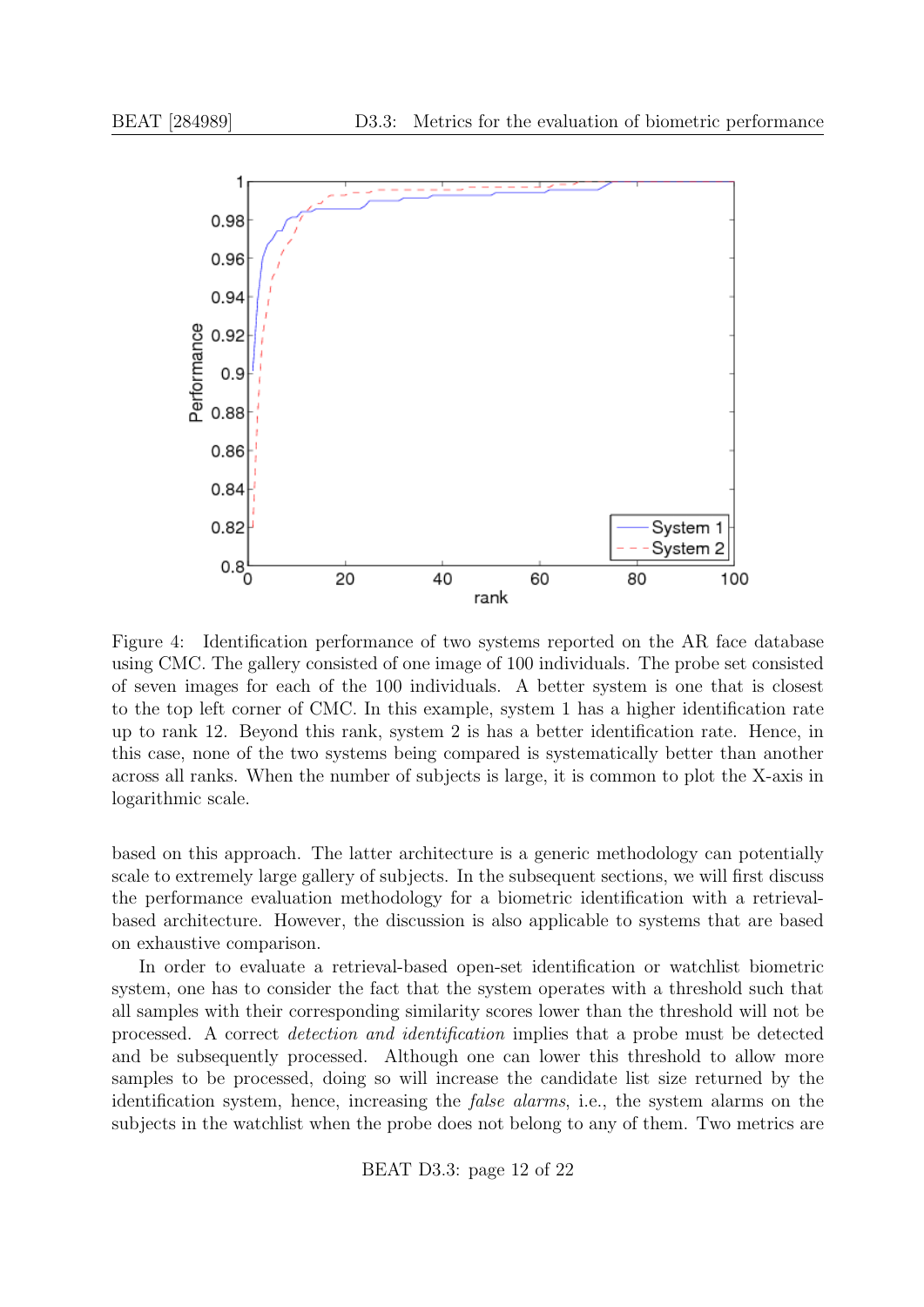Figure 4: Identification performance of two systems reported on the AR face database using CMC. The gallery consisted of one image of 100 individuals. The probe set consisted of seven images for each of the 100 individuals. A better system is one that is closest to the top left corner of CMC. In this example, system 1 has a higher identification rate up to rank 12. Beyond this rank, system 2 is has a better identification rate. Hence, in this case, none of the two systems being compared is systematically better than another across all ranks. When the number of subjects is large, it is common to plot the X-axis in logarithmic scale.

based on this approach. The latter architecture is a generic methodology can potentially scale to extremely large gallery of subjects. In the subsequent sections, we will first discuss the performance evaluation methodology for a biometric identification with a retrieval-based architecture. However, the discussion is also applicable to systems that are based on exhaustive comparison.

In order to evaluate a retrieval-based open-set identification or watchlist biometric system, one has to consider the fact that the system operates with a threshold such that all samples with their corresponding similarity scores lower than the threshold will not be processed. A correct *detection and identification* implies that a probe must be detected and be subsequently processed. Although one can lower this threshold to allow more samples to be processed, doing so will increase the candidate list size returned by the identification system, hence, increasing the *false alarms*, i.e., the system alarms on the subjects in the watchlist when the probe does not belong to any of them. Two metrics are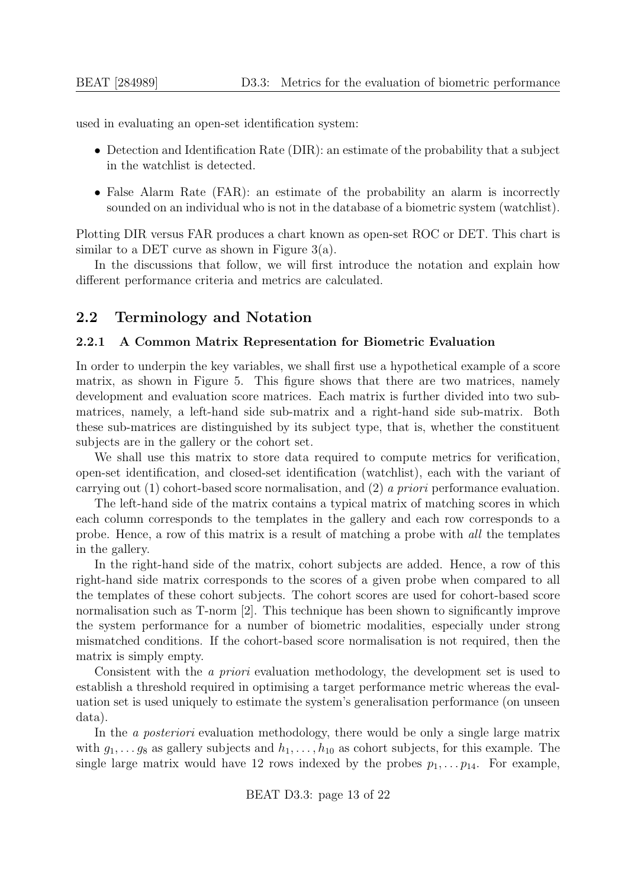used in evaluating an open-set identification system:

- Detection and Identification Rate (DIR): an estimate of the probability that a subject in the watchlist is detected.
- False Alarm Rate (FAR): an estimate of the probability an alarm is incorrectly sounded on an individual who is not in the database of a biometric system (watchlist).

Plotting DIR versus FAR produces a chart known as open-set ROC or DET. This chart is similar to a DET curve as shown in Figure 3(a).

In the discussions that follow, we will first introduce the notation and explain how different performance criteria and metrics are calculated.

## 2.2 Terminology and Notation

### 2.2.1 A Common Matrix Representation for Biometric Evaluation

In order to underpin the key variables, we shall first use a hypothetical example of a score matrix, as shown in Figure 5. This figure shows that there are two matrices, namely development and evaluation score matrices. Each matrix is further divided into two sub-matrices, namely, a left-hand side sub-matrix and a right-hand side sub-matrix. Both these sub-matrices are distinguished by its subject type, that is, whether the constituent subjects are in the gallery or the cohort set.

We shall use this matrix to store data required to compute metrics for verification, open-set identification, and closed-set identification (watchlist), each with the variant of carrying out (1) cohort-based score normalisation, and (2) *a priori* performance evaluation.

The left-hand side of the matrix contains a typical matrix of matching scores in which each column corresponds to the templates in the gallery and each row corresponds to a probe. Hence, a row of this matrix is a result of matching a probe with *all* the templates in the gallery.

In the right-hand side of the matrix, cohort subjects are added. Hence, a row of this right-hand side matrix corresponds to the scores of a given probe when compared to all the templates of these cohort subjects. The cohort scores are used for cohort-based score normalisation such as T-norm [2]. This technique has been shown to significantly improve the system performance for a number of biometric modalities, especially under strong mismatched conditions. If the cohort-based score normalisation is not required, then the matrix is simply empty.

Consistent with the *a priori* evaluation methodology, the development set is used to establish a threshold required in optimising a target performance metric whereas the evaluation set is used uniquely to estimate the system's generalisation performance (on unseen data).

In the *a posteriori* evaluation methodology, there would be only a single large matrix with $g_1, \ldots g_8$ as gallery subjects and $h_1, \ldots, h_{10}$ as cohort subjects, for this example. The single large matrix would have 12 rows indexed by the probes $p_1, \ldots p_{14}$. For example,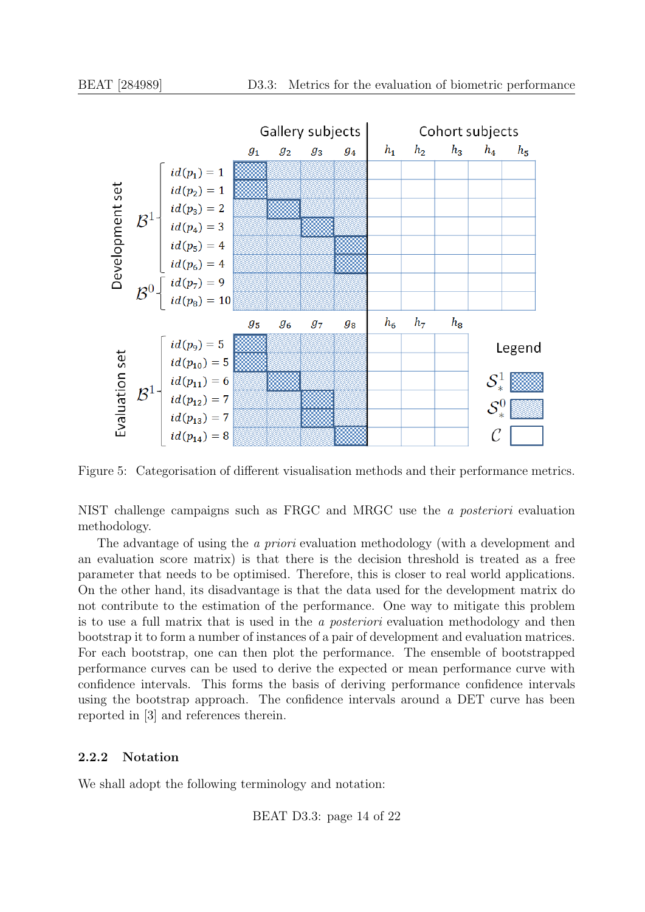Figure 5: Categorisation of different visualisation methods and their performance metrics.

NIST challenge campaigns such as FRGC and MRGC use the *a posteriori* evaluation methodology.

The advantage of using the *a priori* evaluation methodology (with a development and an evaluation score matrix) is that there is the decision threshold is treated as a free parameter that needs to be optimised. Therefore, this is closer to real world applications. On the other hand, its disadvantage is that the data used for the development matrix do not contribute to the estimation of the performance. One way to mitigate this problem is to use a full matrix that is used in the *a posteriori* evaluation methodology and then bootstrap it to form a number of instances of a pair of development and evaluation matrices. For each bootstrap, one can then plot the performance. The ensemble of bootstrapped performance curves can be used to derive the expected or mean performance curve with confidence intervals. This forms the basis of deriving performance confidence intervals using the bootstrap approach. The confidence intervals around a DET curve has been reported in [3] and references therein.

### 2.2.2 Notation

We shall adopt the following terminology and notation: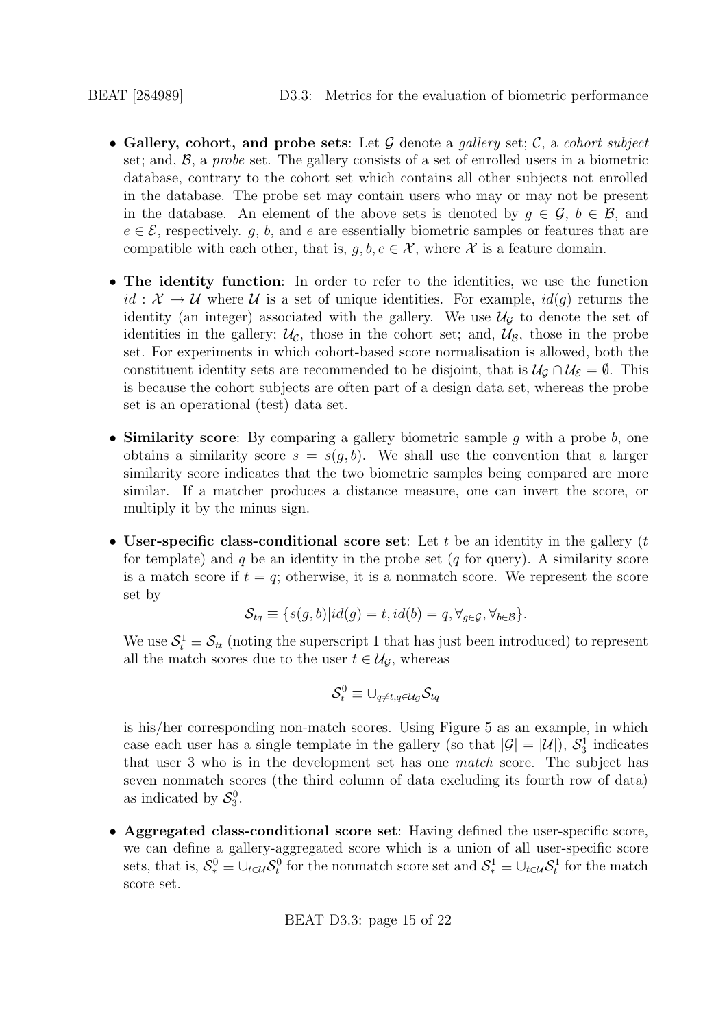- **Gallery, cohort, and probe sets**: Let $\mathcal{G}$ denote a *gallery* set; $\mathcal{C}$, a *cohort subject* set; and, $\mathcal{B}$, a *probe* set. The gallery consists of a set of enrolled users in a biometric database, contrary to the cohort set which contains all other subjects not enrolled in the database. The probe set may contain users who may or may not be present in the database. An element of the above sets is denoted by $g \in \mathcal{G}$, $b \in \mathcal{B}$, and $e \in \mathcal{E}$, respectively. $g$, $b$, and $e$ are essentially biometric samples or features that are compatible with each other, that is, $g, b, e \in \mathcal{X}$, where $\mathcal{X}$ is a feature domain.

- **The identity function**: In order to refer to the identities, we use the function $id : \mathcal{X} \rightarrow \mathcal{U}$ where $\mathcal{U}$ is a set of unique identities. For example, $id(g)$ returns the identity (an integer) associated with the gallery. We use $\mathcal{U}_\mathcal{G}$ to denote the set of identities in the gallery; $\mathcal{U}_\mathcal{C}$, those in the cohort set; and, $\mathcal{U}_\mathcal{B}$, those in the probe set. For experiments in which cohort-based score normalisation is allowed, both the constituent identity sets are recommended to be disjoint, that is $\mathcal{U}_\mathcal{G} \cap \mathcal{U}_\mathcal{E} = \emptyset$. This is because the cohort subjects are often part of a design data set, whereas the probe set is an operational (test) data set.

- **Similarity score**: By comparing a gallery biometric sample $g$ with a probe $b$, one obtains a similarity score $s = s(g, b)$. We shall use the convention that a larger similarity score indicates that the two biometric samples being compared are more similar. If a matcher produces a distance measure, one can invert the score, or multiply it by the minus sign.

- **User-specific class-conditional score set**: Let $t$ be an identity in the gallery ($t$ for template) and $q$ be an identity in the probe set ($q$ for query). A similarity score is a match score if $t = q$; otherwise, it is a nonmatch score. We represent the score set by

$$\mathcal{S}_{tq} \equiv \{s(g, b)|id(g) = t, id(b) = q, \forall_{g\in\mathcal{G}}, \forall_{b\in\mathcal{B}}\}.$$

  We use $\mathcal{S}_t^1 \equiv \mathcal{S}_{tt}$ (noting the superscript 1 that has just been introduced) to represent all the match scores due to the user $t \in \mathcal{U}_\mathcal{G}$, whereas

$$\mathcal{S}_t^0 \equiv \cup_{q\neq t, q\in\mathcal{U}_\mathcal{G}} \mathcal{S}_{tq}$$

  is his/her corresponding non-match scores. Using Figure 5 as an example, in which case each user has a single template in the gallery (so that $|\mathcal{G}| = |\mathcal{U}|$), $\mathcal{S}_3^1$ indicates that user 3 who is in the development set has one *match* score. The subject has seven nonmatch scores (the third column of data excluding its fourth row of data) as indicated by $\mathcal{S}_3^0$.

- **Aggregated class-conditional score set**: Having defined the user-specific score, we can define a gallery-aggregated score which is a union of all user-specific score sets, that is, $\mathcal{S}_*^0 \equiv \cup_{t\in\mathcal{U}} \mathcal{S}_t^0$ for the nonmatch score set and $\mathcal{S}_*^1 \equiv \cup_{t\in\mathcal{U}} \mathcal{S}_t^1$ for the match score set.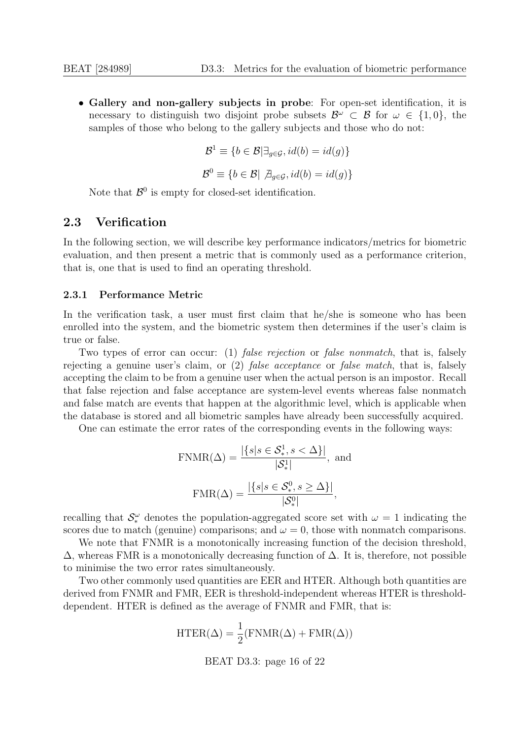- **Gallery and non-gallery subjects in probe**: For open-set identification, it is necessary to distinguish two disjoint probe subsets $\mathcal{B}^\omega \subset \mathcal{B}$ for $\omega \in \{1, 0\}$, the samples of those who belong to the gallery subjects and those who do not:

$$\mathcal{B}^1 \equiv \{b \in \mathcal{B} | \exists_{g \in \mathcal{G}}, id(b) = id(g)\}$$

$$\mathcal{B}^0 \equiv \{b \in \mathcal{B} | \nexists_{g \in \mathcal{G}}, id(b) = id(g)\}$$

  Note that $\mathcal{B}^0$ is empty for closed-set identification.

## 2.3 Verification

In the following section, we will describe key performance indicators/metrics for biometric evaluation, and then present a metric that is commonly used as a performance criterion, that is, one that is used to find an operating threshold.

### 2.3.1 Performance Metric

In the verification task, a user must first claim that he/she is someone who has been enrolled into the system, and the biometric system then determines if the user's claim is true or false.

Two types of error can occur: (1) *false rejection* or *false nonmatch*, that is, falsely rejecting a genuine user's claim, or (2) *false acceptance* or *false match*, that is, falsely accepting the claim to be from a genuine user when the actual person is an impostor. Recall that false rejection and false acceptance are system-level events whereas false nonmatch and false match are events that happen at the algorithmic level, which is applicable when the database is stored and all biometric samples have already been successfully acquired.

One can estimate the error rates of the corresponding events in the following ways:

$$\text{FNMR}(\Delta) = \frac{|\{s | s \in \mathcal{S}_*^1, s < \Delta\}|}{|\mathcal{S}_*^1|}, \text{ and}$$

$$\text{FMR}(\Delta) = \frac{|\{s | s \in \mathcal{S}_*^0, s \geq \Delta\}|}{|\mathcal{S}_*^0|},$$

recalling that $\mathcal{S}_*^\omega$ denotes the population-aggregated score set with $\omega = 1$ indicating the scores due to match (genuine) comparisons; and $\omega = 0$, those with nonmatch comparisons.

We note that FNMR is a monotonically increasing function of the decision threshold, $\Delta$, whereas FMR is a monotonically decreasing function of $\Delta$. It is, therefore, not possible to minimise the two error rates simultaneously.

Two other commonly used quantities are EER and HTER. Although both quantities are derived from FNMR and FMR, EER is threshold-independent whereas HTER is threshold-dependent. HTER is defined as the average of FNMR and FMR, that is:

$$\text{HTER}(\Delta) = \frac{1}{2}(\text{FNMR}(\Delta) + \text{FMR}(\Delta))$$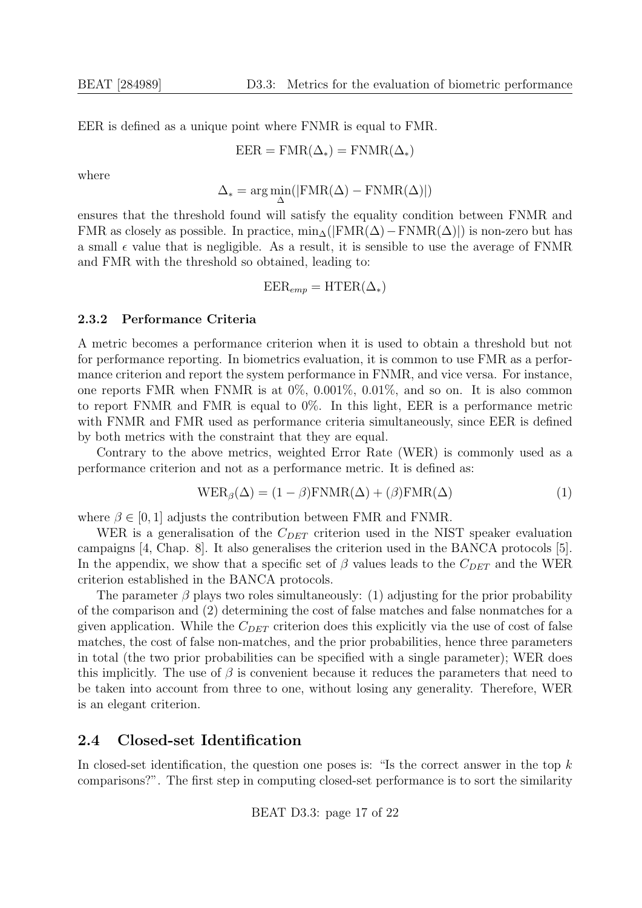EER is defined as a unique point where FNMR is equal to FMR.

$$\text{EER} = \text{FMR}(\Delta_*) = \text{FNMR}(\Delta_*)$$

where

$$\Delta_* = \arg\min_{\Delta}(|\text{FMR}(\Delta) - \text{FNMR}(\Delta)|)$$

ensures that the threshold found will satisfy the equality condition between FNMR and FMR as closely as possible. In practice, $\min_{\Delta}(|\text{FMR}(\Delta) - \text{FNMR}(\Delta)|)$ is non-zero but has a small $\epsilon$ value that is negligible. As a result, it is sensible to use the average of FNMR and FMR with the threshold so obtained, leading to:

$$\text{EER}_{emp} = \text{HTER}(\Delta_*)$$

### 2.3.2 Performance Criteria

A metric becomes a performance criterion when it is used to obtain a threshold but not for performance reporting. In biometrics evaluation, it is common to use FMR as a performance criterion and report the system performance in FNMR, and vice versa. For instance, one reports FMR when FNMR is at 0%, 0.001%, 0.01%, and so on. It is also common to report FNMR and FMR is equal to 0%. In this light, EER is a performance metric with FNMR and FMR used as performance criteria simultaneously, since EER is defined by both metrics with the constraint that they are equal.

Contrary to the above metrics, weighted Error Rate (WER) is commonly used as a performance criterion and not as a performance metric. It is defined as:

$$\text{WER}_{\beta}(\Delta) = (1 - \beta)\text{FNMR}(\Delta) + (\beta)\text{FMR}(\Delta) \tag{1}$$

where $\beta \in [0, 1]$ adjusts the contribution between FMR and FNMR.

WER is a generalisation of the $C_{DET}$ criterion used in the NIST speaker evaluation campaigns [4, Chap. 8]. It also generalises the criterion used in the BANCA protocols [5]. In the appendix, we show that a specific set of $\beta$ values leads to the $C_{DET}$ and the WER criterion established in the BANCA protocols.

The parameter $\beta$ plays two roles simultaneously: (1) adjusting for the prior probability of the comparison and (2) determining the cost of false matches and false nonmatches for a given application. While the $C_{DET}$ criterion does this explicitly via the use of cost of false matches, the cost of false non-matches, and the prior probabilities, hence three parameters in total (the two prior probabilities can be specified with a single parameter); WER does this implicitly. The use of $\beta$ is convenient because it reduces the parameters that need to be taken into account from three to one, without losing any generality. Therefore, WER is an elegant criterion.

## 2.4 Closed-set Identification

In closed-set identification, the question one poses is: "Is the correct answer in the top $k$ comparisons?". The first step in computing closed-set performance is to sort the similarity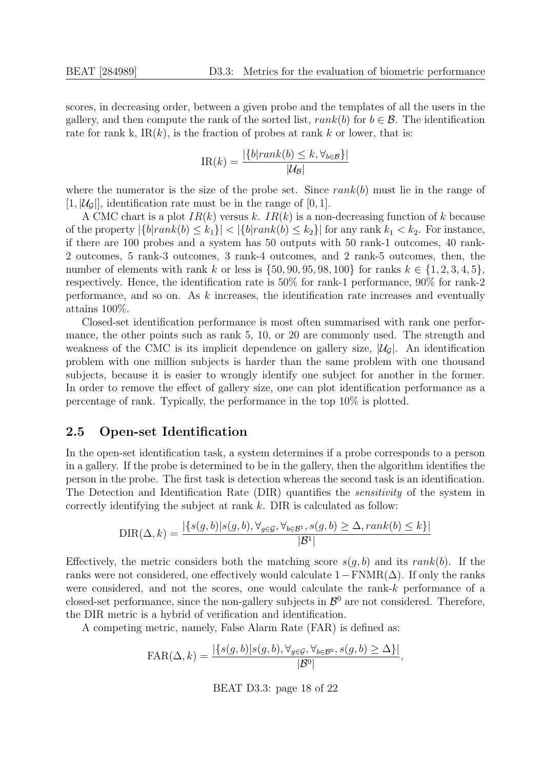scores, in decreasing order, between a given probe and the templates of all the users in the gallery, and then compute the rank of the sorted list, $rank(b)$ for $b \in \mathcal{B}$. The identification rate for rank k, $\text{IR}(k)$, is the fraction of probes at rank $k$ or lower, that is:

$$\text{IR}(k) = \frac{|\{b|rank(b) \leq k, \forall_{b \in \mathcal{B}}\}|}{|\mathcal{U}_{\mathcal{B}}|}$$

where the numerator is the size of the probe set. Since $rank(b)$ must lie in the range of $[1, |\mathcal{U}_{\mathcal{G}}|]$, identification rate must be in the range of $[0, 1]$.

A CMC chart is a plot $IR(k)$ versus $k$. $IR(k)$ is a non-decreasing function of $k$ because of the property $|\{b|rank(b) \leq k_1\}| < |\{b|rank(b) \leq k_2\}|$ for any rank $k_1 < k_2$. For instance, if there are 100 probes and a system has 50 outputs with 50 rank-1 outcomes, 40 rank-2 outcomes, 5 rank-3 outcomes, 3 rank-4 outcomes, and 2 rank-5 outcomes, then, the number of elements with rank $k$ or less is $\{50, 90, 95, 98, 100\}$ for ranks $k \in \{1, 2, 3, 4, 5\}$, respectively. Hence, the identification rate is 50% for rank-1 performance, 90% for rank-2 performance, and so on. As $k$ increases, the identification rate increases and eventually attains 100%.

Closed-set identification performance is most often summarised with rank one performance, the other points such as rank 5, 10, or 20 are commonly used. The strength and weakness of the CMC is its implicit dependence on gallery size, $|\mathcal{U}_{\mathcal{G}}|$. An identification problem with one million subjects is harder than the same problem with one thousand subjects, because it is easier to wrongly identify one subject for another in the former. In order to remove the effect of gallery size, one can plot identification performance as a percentage of rank. Typically, the performance in the top 10% is plotted.

## 2.5 Open-set Identification

In the open-set identification task, a system determines if a probe corresponds to a person in a gallery. If the probe is determined to be in the gallery, then the algorithm identifies the person in the probe. The first task is detection whereas the second task is an identification. The Detection and Identification Rate (DIR) quantifies the *sensitivity* of the system in correctly identifying the subject at rank $k$. DIR is calculated as follow:

$$\text{DIR}(\Delta, k) = \frac{|\{s(g, b)|s(g, b), \forall_{g \in \mathcal{G}}, \forall_{b \in \mathcal{B}^1}, s(g, b) \geq \Delta, rank(b) \leq k\}|}{|\mathcal{B}^1|}$$

Effectively, the metric considers both the matching score $s(g, b)$ and its $rank(b)$. If the ranks were not considered, one effectively would calculate $1 - \text{FNMR}(\Delta)$. If only the ranks were considered, and not the scores, one would calculate the rank-$k$ performance of a closed-set performance, since the non-gallery subjects in $\mathcal{B}^0$ are not considered. Therefore, the DIR metric is a hybrid of verification and identification.

A competing metric, namely, False Alarm Rate (FAR) is defined as:

$$\text{FAR}(\Delta, k) = \frac{|\{s(g, b)|s(g, b), \forall_{g \in \mathcal{G}}, \forall_{b \in \mathcal{B}^0}, s(g, b) \geq \Delta\}|}{|\mathcal{B}^0|},$$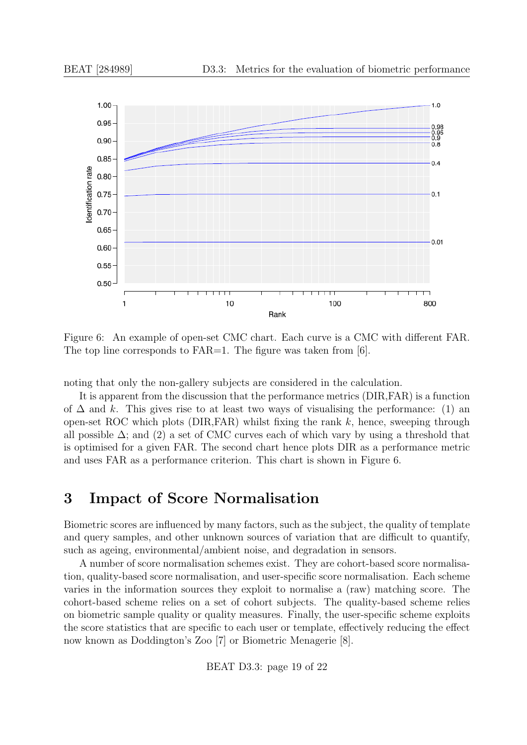Figure 6: An example of open-set CMC chart. Each curve is a CMC with different FAR. The top line corresponds to FAR=1. The figure was taken from [6].

noting that only the non-gallery subjects are considered in the calculation.

It is apparent from the discussion that the performance metrics (DIR,FAR) is a function of $\Delta$ and $k$. This gives rise to at least two ways of visualising the performance: (1) an open-set ROC which plots (DIR,FAR) whilst fixing the rank $k$, hence, sweeping through all possible $\Delta$; and (2) a set of CMC curves each of which vary by using a threshold that is optimised for a given FAR. The second chart hence plots DIR as a performance metric and uses FAR as a performance criterion. This chart is shown in Figure 6.

# 3 Impact of Score Normalisation

Biometric scores are influenced by many factors, such as the subject, the quality of template and query samples, and other unknown sources of variation that are difficult to quantify, such as ageing, environmental/ambient noise, and degradation in sensors.

A number of score normalisation schemes exist. They are cohort-based score normalisation, quality-based score normalisation, and user-specific score normalisation. Each scheme varies in the information sources they exploit to normalise a (raw) matching score. The cohort-based scheme relies on a set of cohort subjects. The quality-based scheme relies on biometric sample quality or quality measures. Finally, the user-specific scheme exploits the score statistics that are specific to each user or template, effectively reducing the effect now known as Doddington's Zoo [7] or Biometric Menagerie [8].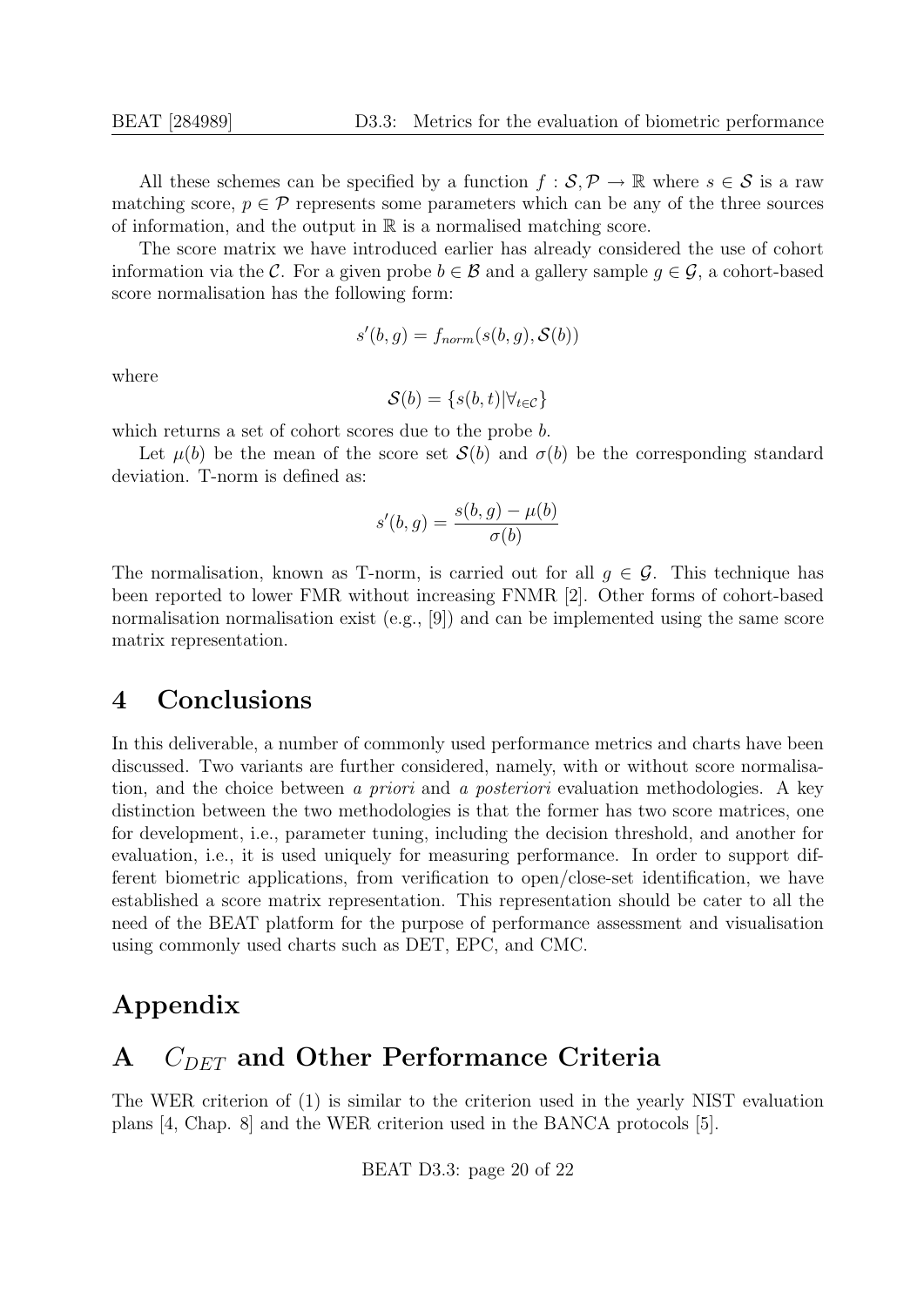All these schemes can be specified by a function $f : \mathcal{S}, \mathcal{P} \rightarrow \mathbb{R}$ where $s \in \mathcal{S}$ is a raw matching score, $p \in \mathcal{P}$ represents some parameters which can be any of the three sources of information, and the output in $\mathbb{R}$ is a normalised matching score.

The score matrix we have introduced earlier has already considered the use of cohort information via the $\mathcal{C}$. For a given probe $b \in \mathcal{B}$ and a gallery sample $g \in \mathcal{G}$, a cohort-based score normalisation has the following form:

$$s'(b, g) = f_{norm}(s(b, g), \mathcal{S}(b))$$

where

$$\mathcal{S}(b) = \{s(b, t) | \forall_{t \in \mathcal{C}}\}$$

which returns a set of cohort scores due to the probe $b$.

Let $\mu(b)$ be the mean of the score set $\mathcal{S}(b)$ and $\sigma(b)$ be the corresponding standard deviation. T-norm is defined as:

$$s'(b, g) = \frac{s(b, g) - \mu(b)}{\sigma(b)}$$

The normalisation, known as T-norm, is carried out for all $g \in \mathcal{G}$. This technique has been reported to lower FMR without increasing FNMR [2]. Other forms of cohort-based normalisation normalisation exist (e.g., [9]) and can be implemented using the same score matrix representation.

# 4 Conclusions

In this deliverable, a number of commonly used performance metrics and charts have been discussed. Two variants are further considered, namely, with or without score normalisation, and the choice between *a priori* and *a posteriori* evaluation methodologies. A key distinction between the two methodologies is that the former has two score matrices, one for development, i.e., parameter tuning, including the decision threshold, and another for evaluation, i.e., it is used uniquely for measuring performance. In order to support different biometric applications, from verification to open/close-set identification, we have established a score matrix representation. This representation should be cater to all the need of the BEAT platform for the purpose of performance assessment and visualisation using commonly used charts such as DET, EPC, and CMC.

# Appendix

# A $C_{DET}$ and Other Performance Criteria

The WER criterion of (1) is similar to the criterion used in the yearly NIST evaluation plans [4, Chap. 8] and the WER criterion used in the BANCA protocols [5].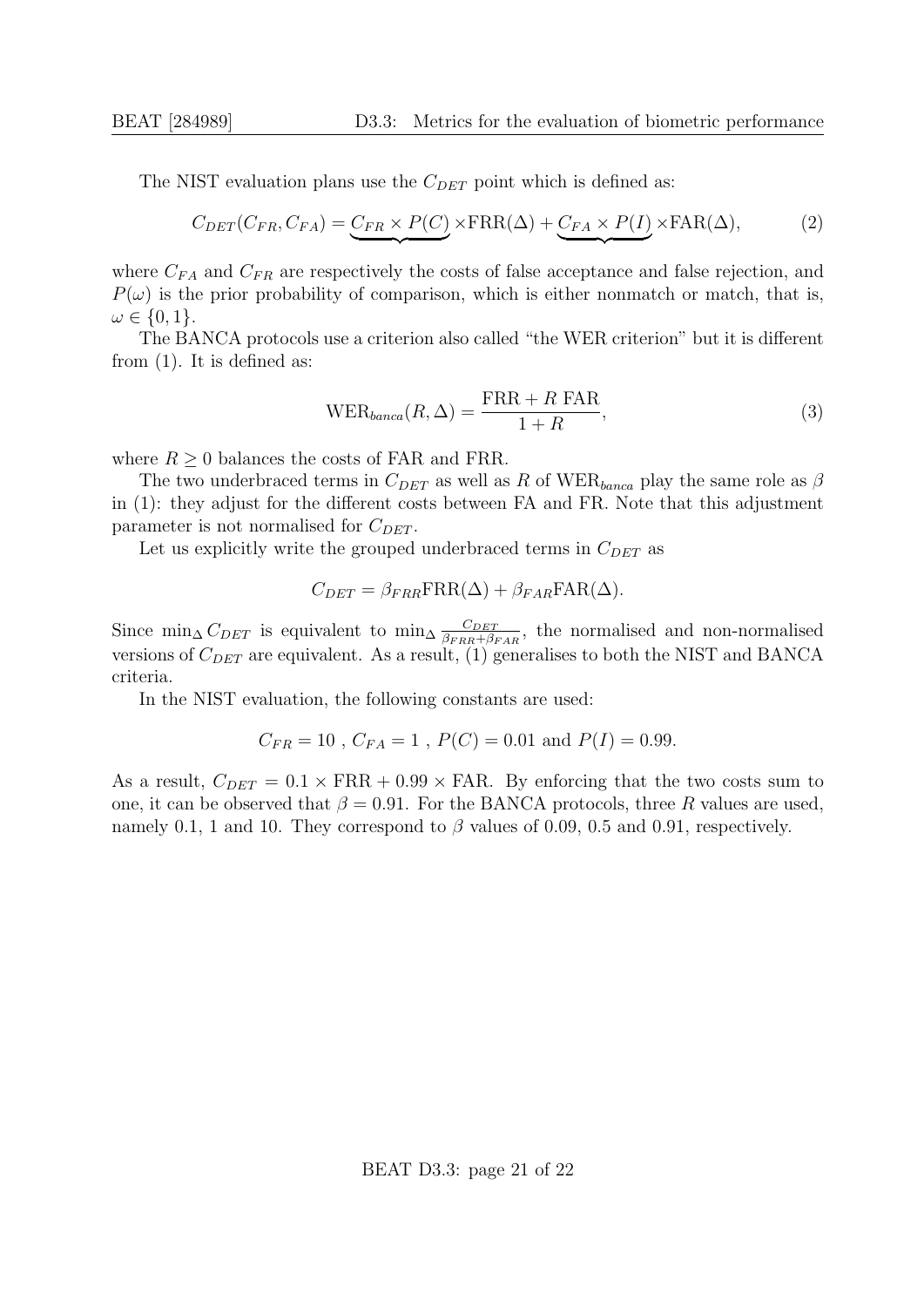The NIST evaluation plans use the $C_{DET}$ point which is defined as:

$$C_{DET}(C_{FR}, C_{FA}) = \underbrace{C_{FR} \times P(C)} \times \text{FRR}(\Delta) + \underbrace{C_{FA} \times P(I)} \times \text{FAR}(\Delta), \tag{2}$$

where $C_{FA}$ and $C_{FR}$ are respectively the costs of false acceptance and false rejection, and $P(\omega)$ is the prior probability of comparison, which is either nonmatch or match, that is, $\omega \in \{0, 1\}$.

The BANCA protocols use a criterion also called "the WER criterion" but it is different from (1). It is defined as:

$$\text{WER}_{banca}(R, \Delta) = \frac{\text{FRR} + R \text{ FAR}}{1 + R}, \tag{3}$$

where $R \geq 0$ balances the costs of FAR and FRR.

The two underbraced terms in $C_{DET}$ as well as $R$ of $\text{WER}_{banca}$ play the same role as $\beta$ in (1): they adjust for the different costs between FA and FR. Note that this adjustment parameter is not normalised for $C_{DET}$.

Let us explicitly write the grouped underbraced terms in $C_{DET}$ as

$$C_{DET} = \beta_{FRR}\text{FRR}(\Delta) + \beta_{FAR}\text{FAR}(\Delta).$$

Since $\min_\Delta C_{DET}$ is equivalent to $\min_\Delta \frac{C_{DET}}{\beta_{FRR}+\beta_{FAR}}$, the normalised and non-normalised versions of $C_{DET}$ are equivalent. As a result, (1) generalises to both the NIST and BANCA criteria.

In the NIST evaluation, the following constants are used:

$$C_{FR} = 10 \text{ , } C_{FA} = 1 \text{ , } P(C) = 0.01 \text{ and } P(I) = 0.99.$$

As a result, $C_{DET} = 0.1 \times \text{FRR} + 0.99 \times \text{FAR}$. By enforcing that the two costs sum to one, it can be observed that $\beta = 0.91$. For the BANCA protocols, three $R$ values are used, namely 0.1, 1 and 10. They correspond to $\beta$ values of 0.09, 0.5 and 0.91, respectively.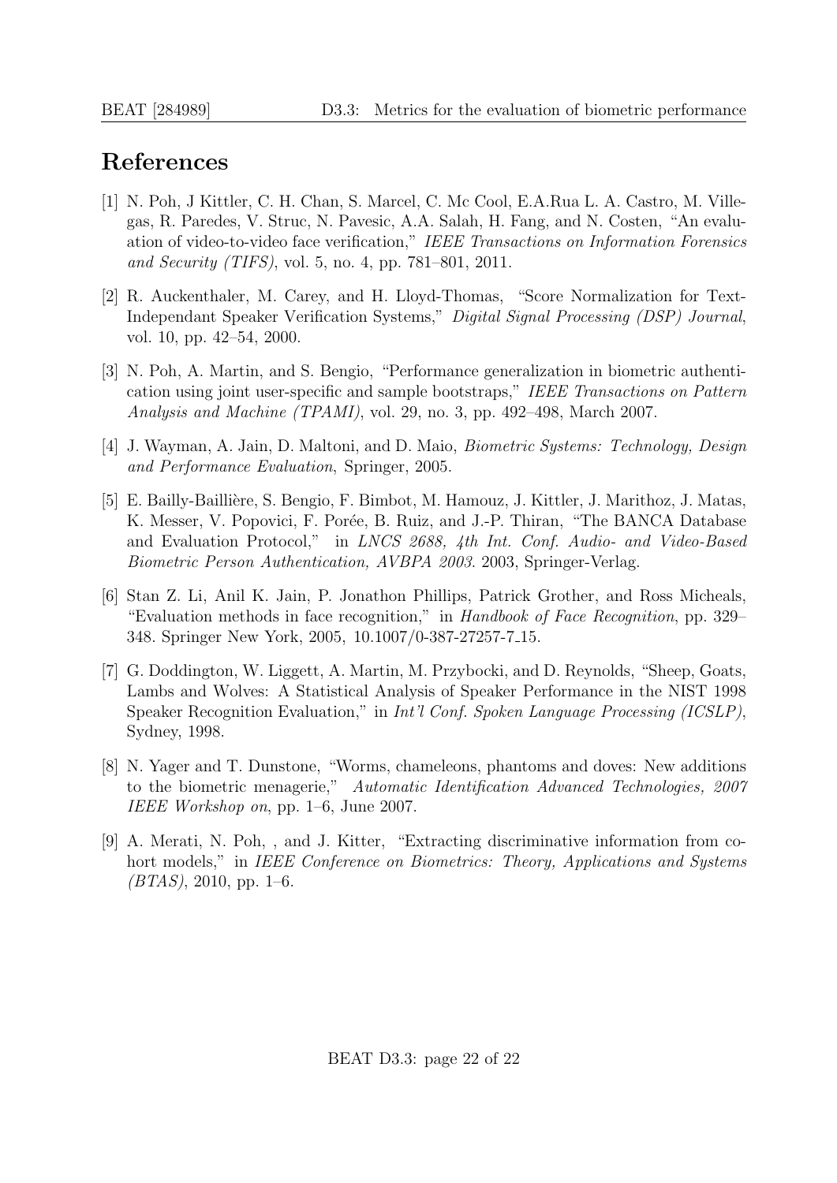# References

[1] N. Poh, J Kittler, C. H. Chan, S. Marcel, C. Mc Cool, E.A.Rua L. A. Castro, M. Villegas, R. Paredes, V. Struc, N. Pavesic, A.A. Salah, H. Fang, and N. Costen, "An evaluation of video-to-video face verification," *IEEE Transactions on Information Forensics and Security (TIFS)*, vol. 5, no. 4, pp. 781–801, 2011.

[2] R. Auckenthaler, M. Carey, and H. Lloyd-Thomas, "Score Normalization for Text-Independant Speaker Verification Systems," *Digital Signal Processing (DSP) Journal*, vol. 10, pp. 42–54, 2000.

[3] N. Poh, A. Martin, and S. Bengio, "Performance generalization in biometric authentication using joint user-specific and sample bootstraps," *IEEE Transactions on Pattern Analysis and Machine (TPAMI)*, vol. 29, no. 3, pp. 492–498, March 2007.

[4] J. Wayman, A. Jain, D. Maltoni, and D. Maio, *Biometric Systems: Technology, Design and Performance Evaluation*, Springer, 2005.

[5] E. Bailly-Baillière, S. Bengio, F. Bimbot, M. Hamouz, J. Kittler, J. Marithoz, J. Matas, K. Messer, V. Popovici, F. Porée, B. Ruiz, and J.-P. Thiran, "The BANCA Database and Evaluation Protocol," in *LNCS 2688, 4th Int. Conf. Audio- and Video-Based Biometric Person Authentication, AVBPA 2003*. 2003, Springer-Verlag.

[6] Stan Z. Li, Anil K. Jain, P. Jonathon Phillips, Patrick Grother, and Ross Micheals, "Evaluation methods in face recognition," in *Handbook of Face Recognition*, pp. 329–348. Springer New York, 2005, 10.1007/0-387-27257-7_15.

[7] G. Doddington, W. Liggett, A. Martin, M. Przybocki, and D. Reynolds, "Sheep, Goats, Lambs and Wolves: A Statistical Analysis of Speaker Performance in the NIST 1998 Speaker Recognition Evaluation," in *Int'l Conf. Spoken Language Processing (ICSLP)*, Sydney, 1998.

[8] N. Yager and T. Dunstone, "Worms, chameleons, phantoms and doves: New additions to the biometric menagerie," *Automatic Identification Advanced Technologies, 2007 IEEE Workshop on*, pp. 1–6, June 2007.

[9] A. Merati, N. Poh, , and J. Kitter, "Extracting discriminative information from cohort models," in *IEEE Conference on Biometrics: Theory, Applications and Systems (BTAS)*, 2010, pp. 1–6.